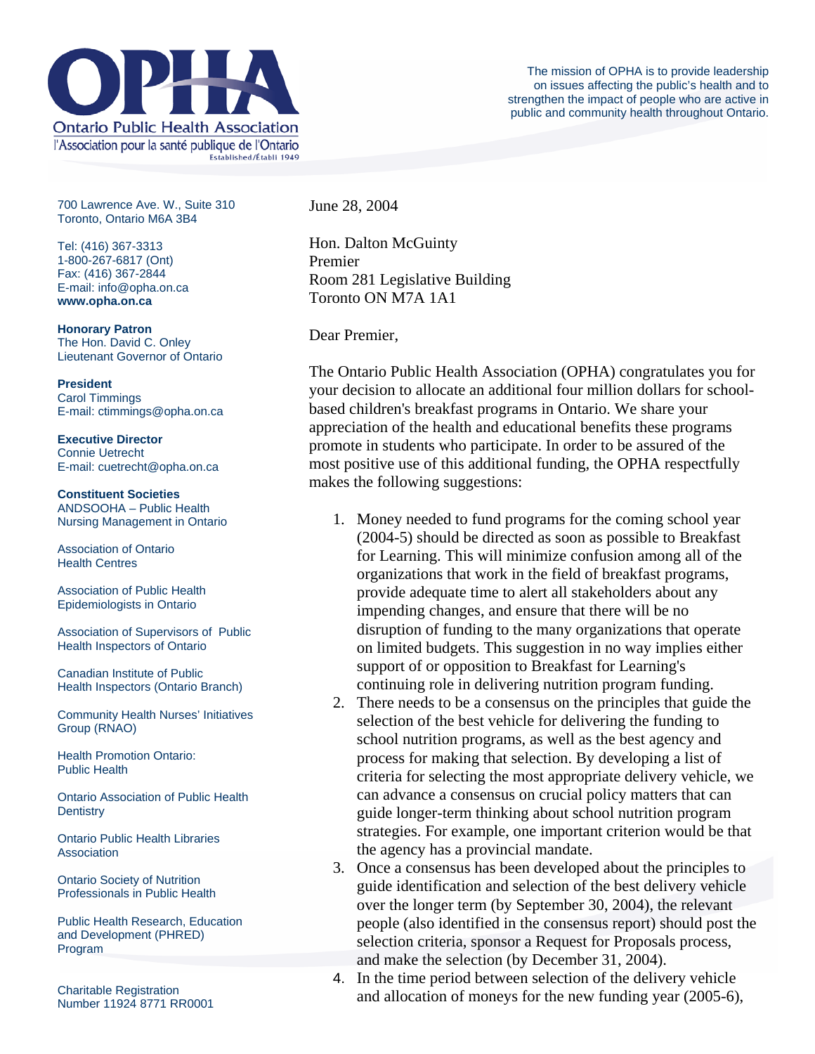# OPHA

**Ontario Public Health Association**
l'Association pour la santé publique de l'Ontario
Established/Établi 1949

The mission of OPHA is to provide leadership on issues affecting the public's health and to strengthen the impact of people who are active in public and community health throughout Ontario.

700 Lawrence Ave. W., Suite 310
Toronto, Ontario M6A 3B4

Tel: (416) 367-3313
1-800-267-6817 (Ont)
Fax: (416) 367-2844
E-mail: info@opha.on.ca
**www.opha.on.ca**

**Honorary Patron**
The Hon. David C. Onley
Lieutenant Governor of Ontario

**President**
Carol Timmings
E-mail: ctimmings@opha.on.ca

**Executive Director**
Connie Uetrecht
E-mail: cuetrecht@opha.on.ca

**Constituent Societies**
ANDSOOHA – Public Health Nursing Management in Ontario

Association of Ontario Health Centres

Association of Public Health Epidemiologists in Ontario

Association of Supervisors of Public Health Inspectors of Ontario

Canadian Institute of Public Health Inspectors (Ontario Branch)

Community Health Nurses' Initiatives Group (RNAO)

Health Promotion Ontario: Public Health

Ontario Association of Public Health Dentistry

Ontario Public Health Libraries Association

Ontario Society of Nutrition Professionals in Public Health

Public Health Research, Education and Development (PHRED) Program

Charitable Registration Number 11924 8771 RR0001

---

June 28, 2004

Hon. Dalton McGuinty
Premier
Room 281 Legislative Building
Toronto ON M7A 1A1

Dear Premier,

The Ontario Public Health Association (OPHA) congratulates you for your decision to allocate an additional four million dollars for school-based children's breakfast programs in Ontario. We share your appreciation of the health and educational benefits these programs promote in students who participate. In order to be assured of the most positive use of this additional funding, the OPHA respectfully makes the following suggestions:

1. Money needed to fund programs for the coming school year (2004-5) should be directed as soon as possible to Breakfast for Learning. This will minimize confusion among all of the organizations that work in the field of breakfast programs, provide adequate time to alert all stakeholders about any impending changes, and ensure that there will be no disruption of funding to the many organizations that operate on limited budgets. This suggestion in no way implies either support of or opposition to Breakfast for Learning's continuing role in delivering nutrition program funding.
2. There needs to be a consensus on the principles that guide the selection of the best vehicle for delivering the funding to school nutrition programs, as well as the best agency and process for making that selection. By developing a list of criteria for selecting the most appropriate delivery vehicle, we can advance a consensus on crucial policy matters that can guide longer-term thinking about school nutrition program strategies. For example, one important criterion would be that the agency has a provincial mandate.
3. Once a consensus has been developed about the principles to guide identification and selection of the best delivery vehicle over the longer term (by September 30, 2004), the relevant people (also identified in the consensus report) should post the selection criteria, sponsor a Request for Proposals process, and make the selection (by December 31, 2004).
4. In the time period between selection of the delivery vehicle and allocation of moneys for the new funding year (2005-6),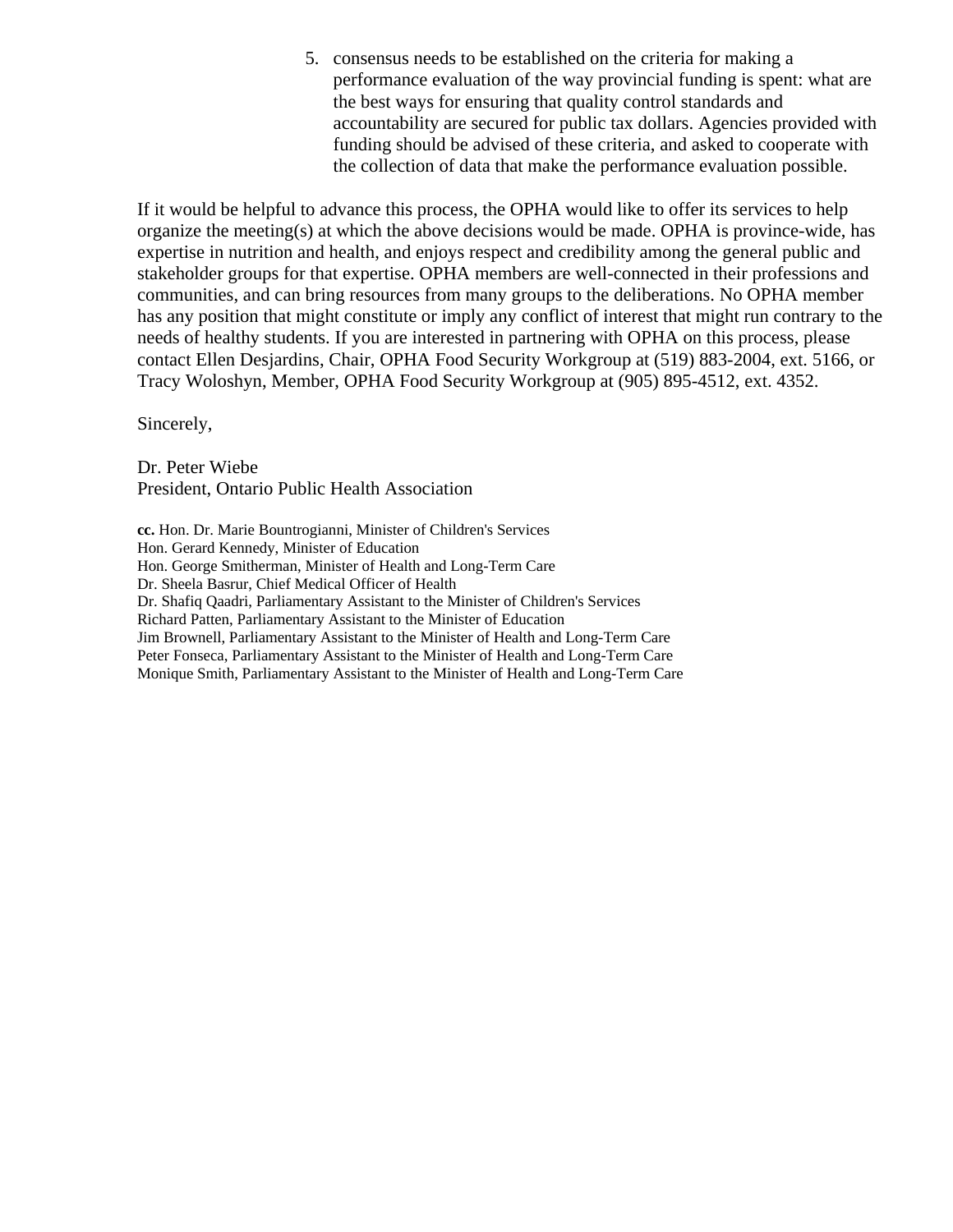5. consensus needs to be established on the criteria for making a performance evaluation of the way provincial funding is spent: what are the best ways for ensuring that quality control standards and accountability are secured for public tax dollars. Agencies provided with funding should be advised of these criteria, and asked to cooperate with the collection of data that make the performance evaluation possible.

If it would be helpful to advance this process, the OPHA would like to offer its services to help organize the meeting(s) at which the above decisions would be made. OPHA is province-wide, has expertise in nutrition and health, and enjoys respect and credibility among the general public and stakeholder groups for that expertise. OPHA members are well-connected in their professions and communities, and can bring resources from many groups to the deliberations. No OPHA member has any position that might constitute or imply any conflict of interest that might run contrary to the needs of healthy students. If you are interested in partnering with OPHA on this process, please contact Ellen Desjardins, Chair, OPHA Food Security Workgroup at (519) 883-2004, ext. 5166, or Tracy Woloshyn, Member, OPHA Food Security Workgroup at (905) 895-4512, ext. 4352.

Sincerely,

Dr. Peter Wiebe
President, Ontario Public Health Association

**cc.** Hon. Dr. Marie Bountrogianni, Minister of Children's Services
Hon. Gerard Kennedy, Minister of Education
Hon. George Smitherman, Minister of Health and Long-Term Care
Dr. Sheela Basrur, Chief Medical Officer of Health
Dr. Shafiq Qaadri, Parliamentary Assistant to the Minister of Children's Services
Richard Patten, Parliamentary Assistant to the Minister of Education
Jim Brownell, Parliamentary Assistant to the Minister of Health and Long-Term Care
Peter Fonseca, Parliamentary Assistant to the Minister of Health and Long-Term Care
Monique Smith, Parliamentary Assistant to the Minister of Health and Long-Term Care